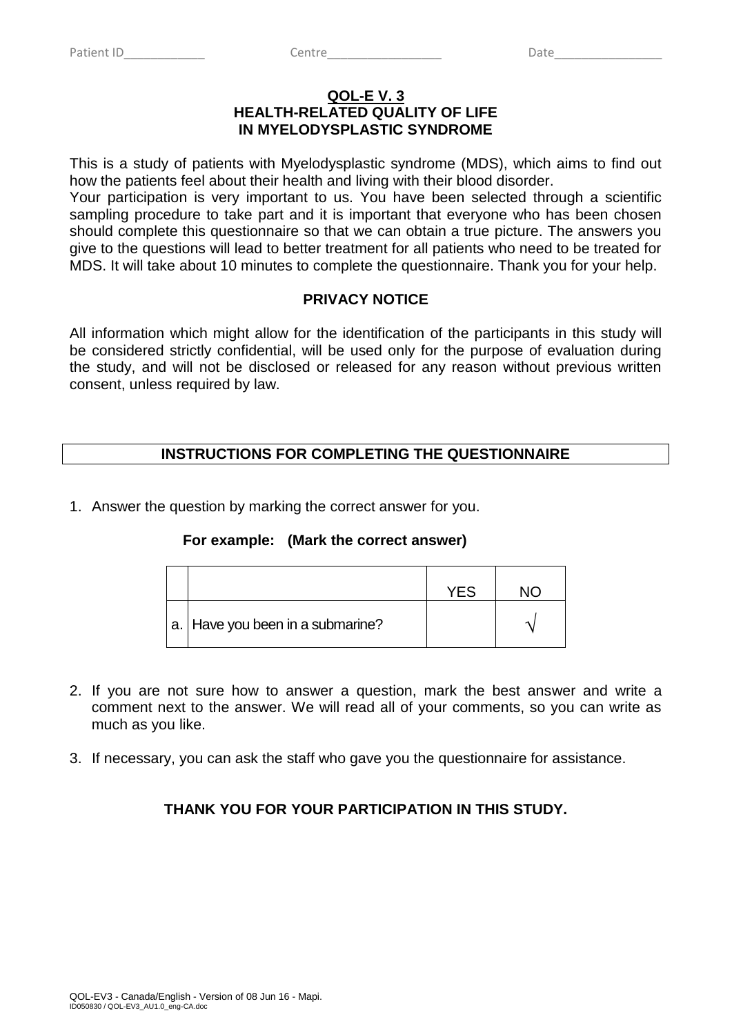Patient ID____________ Centre_________________ Date________________

# QOL-E V. 3
## HEALTH-RELATED QUALITY OF LIFE IN MYELODYSPLASTIC SYNDROME

This is a study of patients with Myelodysplastic syndrome (MDS), which aims to find out how the patients feel about their health and living with their blood disorder.
Your participation is very important to us. You have been selected through a scientific sampling procedure to take part and it is important that everyone who has been chosen should complete this questionnaire so that we can obtain a true picture. The answers you give to the questions will lead to better treatment for all patients who need to be treated for MDS. It will take about 10 minutes to complete the questionnaire. Thank you for your help.

## PRIVACY NOTICE

All information which might allow for the identification of the participants in this study will be considered strictly confidential, will be used only for the purpose of evaluation during the study, and will not be disclosed or released for any reason without previous written consent, unless required by law.

## INSTRUCTIONS FOR COMPLETING THE QUESTIONNAIRE

1. Answer the question by marking the correct answer for you.

   **For example: (Mark the correct answer)**

   | | | YES | NO |
   |---|---|---|---|
   | a. | Have you been in a submarine? | | √ |

2. If you are not sure how to answer a question, mark the best answer and write a comment next to the answer. We will read all of your comments, so you can write as much as you like.

3. If necessary, you can ask the staff who gave you the questionnaire for assistance.

**THANK YOU FOR YOUR PARTICIPATION IN THIS STUDY.**

QOL-EV3 - Canada/English - Version of 08 Jun 16 - Mapi.
ID050830 / QOL-EV3_AU1.0_eng-CA.doc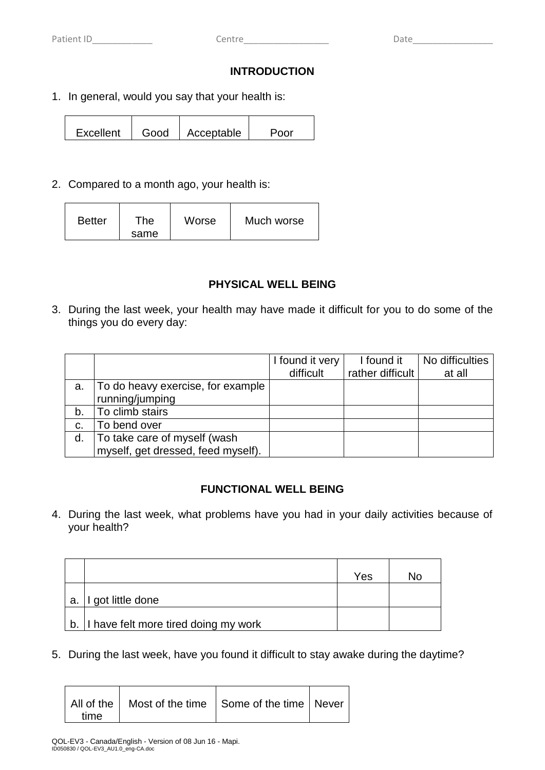Patient ID____________ Centre_________________ Date________________

## INTRODUCTION

1. In general, would you say that your health is:

| Excellent | Good | Acceptable | Poor |
|---|---|---|---|

2. Compared to a month ago, your health is:

| Better | The same | Worse | Much worse |
|---|---|---|---|

## PHYSICAL WELL BEING

3. During the last week, your health may have made it difficult for you to do some of the things you do every day:

| | | I found it very difficult | I found it rather difficult | No difficulties at all |
|---|---|---|---|---|
| a. | To do heavy exercise, for example running/jumping | | | |
| b. | To climb stairs | | | |
| c. | To bend over | | | |
| d. | To take care of myself (wash myself, get dressed, feed myself). | | | |

## FUNCTIONAL WELL BEING

4. During the last week, what problems have you had in your daily activities because of your health?

| | | Yes | No |
|---|---|---|---|
| a. | I got little done | | |
| b. | I have felt more tired doing my work | | |

5. During the last week, have you found it difficult to stay awake during the daytime?

| All of the time | Most of the time | Some of the time | Never |
|---|---|---|---|

QOL-EV3 - Canada/English - Version of 08 Jun 16 - Mapi.
ID050830 / QOL-EV3_AU1.0_eng-CA.doc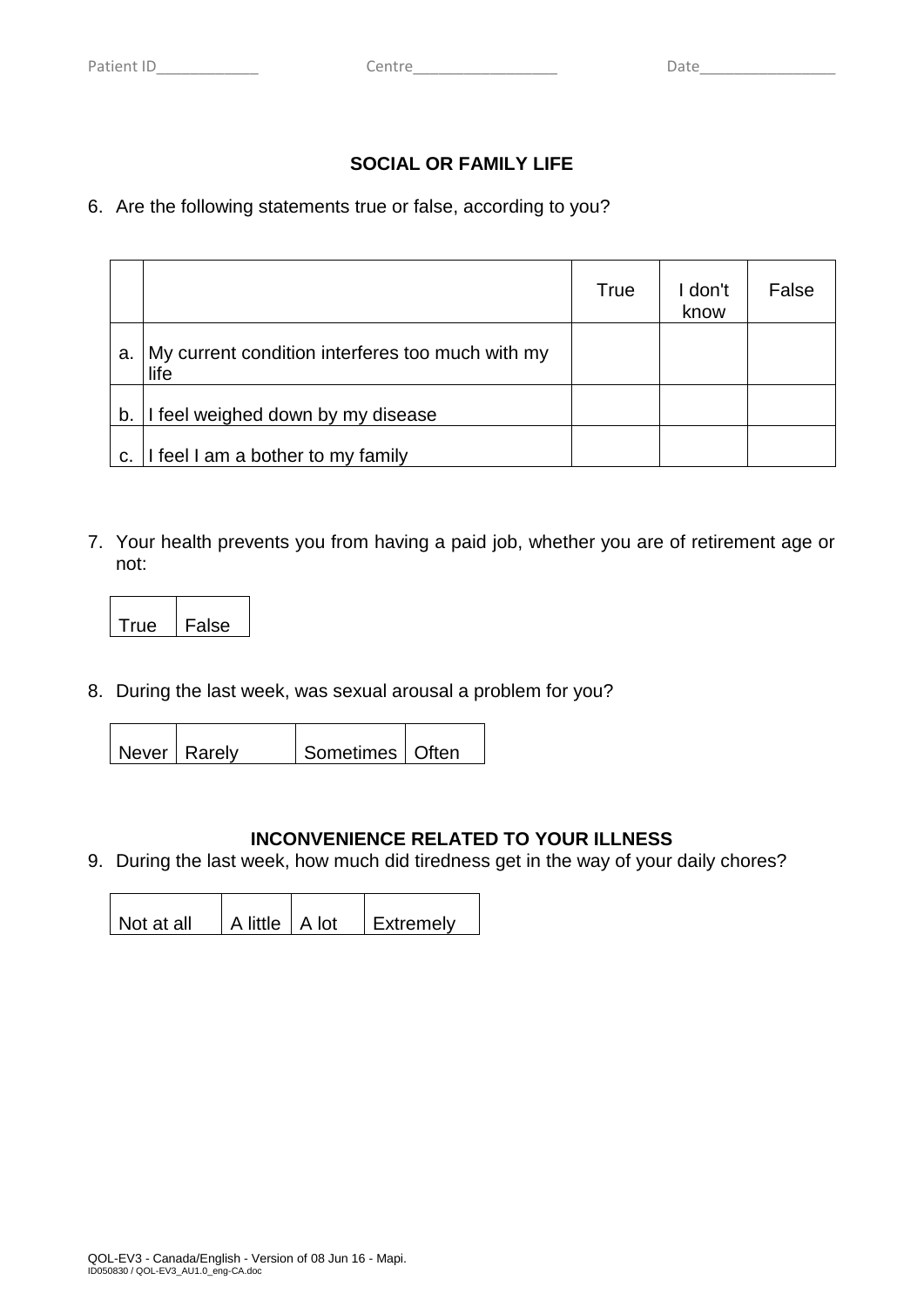Patient ID____________ Centre_________________ Date________________

## SOCIAL OR FAMILY LIFE

6. Are the following statements true or false, according to you?

| | | True | I don't know | False |
|---|---|---|---|---|
| a. | My current condition interferes too much with my life | | | |
| b. | I feel weighed down by my disease | | | |
| c. | I feel I am a bother to my family | | | |

7. Your health prevents you from having a paid job, whether you are of retirement age or not:

| True | False |
|---|---|

8. During the last week, was sexual arousal a problem for you?

| Never | Rarely | Sometimes | Often |
|---|---|---|---|

## INCONVENIENCE RELATED TO YOUR ILLNESS

9. During the last week, how much did tiredness get in the way of your daily chores?

| Not at all | A little | A lot | Extremely |
|---|---|---|---|

QOL-EV3 - Canada/English - Version of 08 Jun 16 - Mapi.
ID050830 / QOL-EV3_AU1.0_eng-CA.doc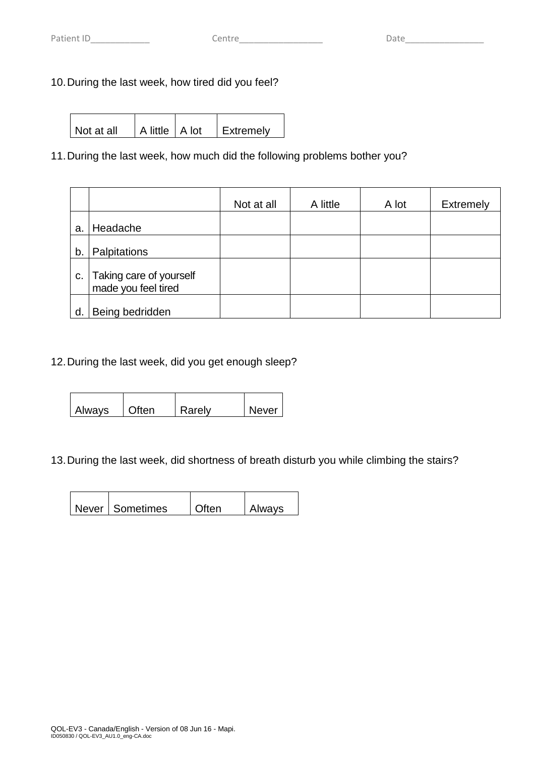Patient ID____________ Centre_________________ Date________________

10. During the last week, how tired did you feel?

| Not at all | A little | A lot | Extremely |
|---|---|---|---|

11. During the last week, how much did the following problems bother you?

| | | Not at all | A little | A lot | Extremely |
|---|---|---|---|---|---|
| a. | Headache | | | | |
| b. | Palpitations | | | | |
| c. | Taking care of yourself made you feel tired | | | | |
| d. | Being bedridden | | | | |

12. During the last week, did you get enough sleep?

| Always | Often | Rarely | Never |
|---|---|---|---|

13. During the last week, did shortness of breath disturb you while climbing the stairs?

| Never | Sometimes | Often | Always |
|---|---|---|---|

QOL-EV3 - Canada/English - Version of 08 Jun 16 - Mapi.
ID050830 / QOL-EV3_AU1.0_eng-CA.doc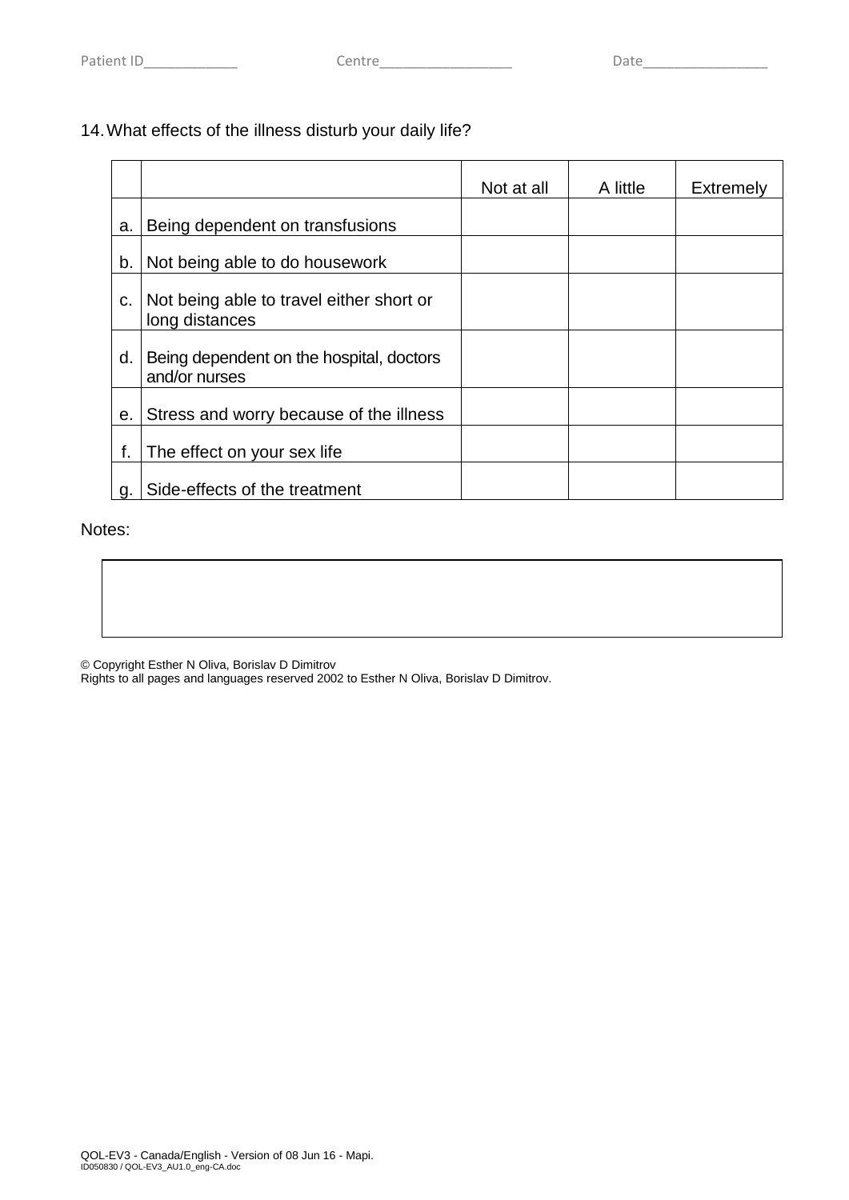Patient ID____________ Centre_________________ Date________________

14. What effects of the illness disturb your daily life?

| | | Not at all | A little | Extremely |
|---|---|---|---|---|
| a. | Being dependent on transfusions | | | |
| b. | Not being able to do housework | | | |
| c. | Not being able to travel either short or long distances | | | |
| d. | Being dependent on the hospital, doctors and/or nurses | | | |
| e. | Stress and worry because of the illness | | | |
| f. | The effect on your sex life | | | |
| g. | Side-effects of the treatment | | | |

Notes:

| |
|---|
| |

© Copyright Esther N Oliva, Borislav D Dimitrov
Rights to all pages and languages reserved 2002 to Esther N Oliva, Borislav D Dimitrov.

QOL-EV3 - Canada/English - Version of 08 Jun 16 - Mapi.
ID050830 / QOL-EV3_AU1.0_eng-CA.doc